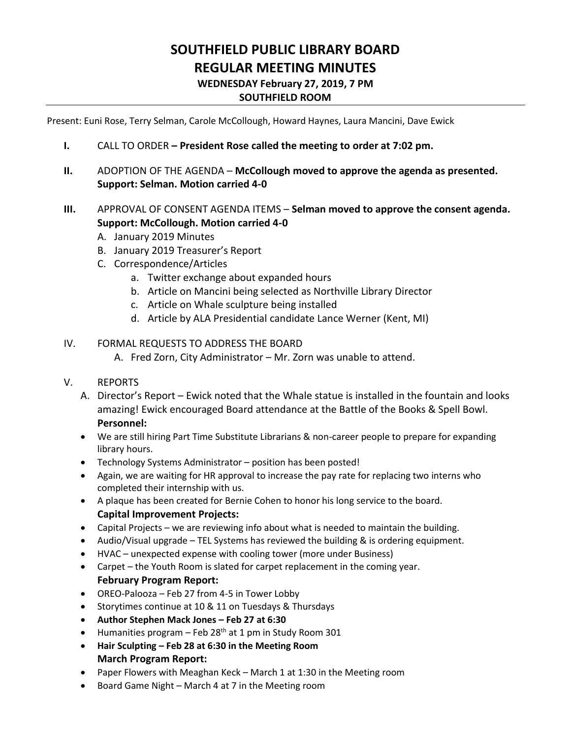# SOUTHFIELD PUBLIC LIBRARY BOARD
# REGULAR MEETING MINUTES
### WEDNESDAY February 27, 2019, 7 PM
### SOUTHFIELD ROOM

Present: Euni Rose, Terry Selman, Carole McCollough, Howard Haynes, Laura Mancini, Dave Ewick

**I.** CALL TO ORDER **– President Rose called the meeting to order at 7:02 pm.**

**II.** ADOPTION OF THE AGENDA – **McCollough moved to approve the agenda as presented. Support: Selman. Motion carried 4-0**

**III.** APPROVAL OF CONSENT AGENDA ITEMS – **Selman moved to approve the consent agenda. Support: McCollough. Motion carried 4-0**

A. January 2019 Minutes
B. January 2019 Treasurer's Report
C. Correspondence/Articles
   a. Twitter exchange about expanded hours
   b. Article on Mancini being selected as Northville Library Director
   c. Article on Whale sculpture being installed
   d. Article by ALA Presidential candidate Lance Werner (Kent, MI)

IV. FORMAL REQUESTS TO ADDRESS THE BOARD

A. Fred Zorn, City Administrator – Mr. Zorn was unable to attend.

V. REPORTS

A. Director's Report – Ewick noted that the Whale statue is installed in the fountain and looks amazing! Ewick encouraged Board attendance at the Battle of the Books & Spell Bowl.

**Personnel:**

- We are still hiring Part Time Substitute Librarians & non-career people to prepare for expanding library hours.
- Technology Systems Administrator – position has been posted!
- Again, we are waiting for HR approval to increase the pay rate for replacing two interns who completed their internship with us.
- A plaque has been created for Bernie Cohen to honor his long service to the board.

**Capital Improvement Projects:**

- Capital Projects – we are reviewing info about what is needed to maintain the building.
- Audio/Visual upgrade – TEL Systems has reviewed the building & is ordering equipment.
- HVAC – unexpected expense with cooling tower (more under Business)
- Carpet – the Youth Room is slated for carpet replacement in the coming year.

**February Program Report:**

- OREO-Palooza – Feb 27 from 4-5 in Tower Lobby
- Storytimes continue at 10 & 11 on Tuesdays & Thursdays
- **Author Stephen Mack Jones – Feb 27 at 6:30**
- Humanities program – Feb 28th at 1 pm in Study Room 301
- **Hair Sculpting – Feb 28 at 6:30 in the Meeting Room**

**March Program Report:**

- Paper Flowers with Meaghan Keck – March 1 at 1:30 in the Meeting room
- Board Game Night – March 4 at 7 in the Meeting room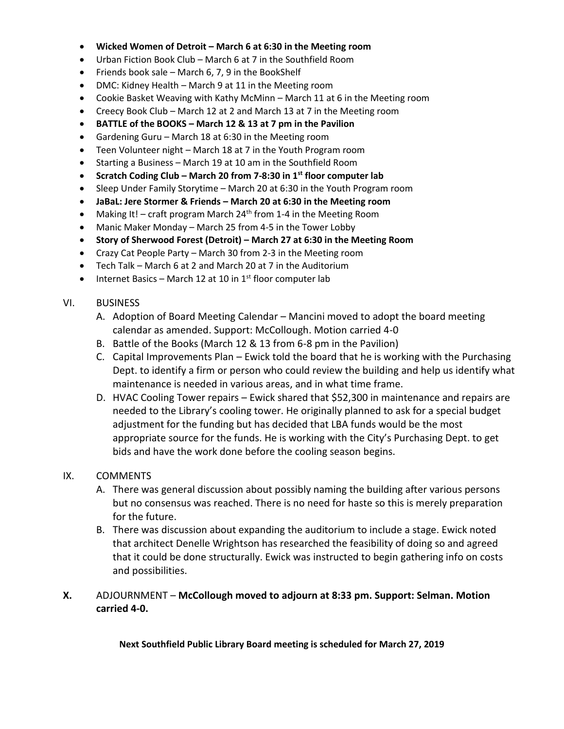- **Wicked Women of Detroit – March 6 at 6:30 in the Meeting room**
- Urban Fiction Book Club – March 6 at 7 in the Southfield Room
- Friends book sale – March 6, 7, 9 in the BookShelf
- DMC: Kidney Health – March 9 at 11 in the Meeting room
- Cookie Basket Weaving with Kathy McMinn – March 11 at 6 in the Meeting room
- Creecy Book Club – March 12 at 2 and March 13 at 7 in the Meeting room
- **BATTLE of the BOOKS – March 12 & 13 at 7 pm in the Pavilion**
- Gardening Guru – March 18 at 6:30 in the Meeting room
- Teen Volunteer night – March 18 at 7 in the Youth Program room
- Starting a Business – March 19 at 10 am in the Southfield Room
- **Scratch Coding Club – March 20 from 7-8:30 in 1st floor computer lab**
- Sleep Under Family Storytime – March 20 at 6:30 in the Youth Program room
- **JaBaL: Jere Stormer & Friends – March 20 at 6:30 in the Meeting room**
- Making It! – craft program March 24th from 1-4 in the Meeting Room
- Manic Maker Monday – March 25 from 4-5 in the Tower Lobby
- **Story of Sherwood Forest (Detroit) – March 27 at 6:30 in the Meeting Room**
- Crazy Cat People Party – March 30 from 2-3 in the Meeting room
- Tech Talk – March 6 at 2 and March 20 at 7 in the Auditorium
- Internet Basics – March 12 at 10 in 1st floor computer lab

VI. BUSINESS

A. Adoption of Board Meeting Calendar – Mancini moved to adopt the board meeting calendar as amended. Support: McCollough. Motion carried 4-0

B. Battle of the Books (March 12 & 13 from 6-8 pm in the Pavilion)

C. Capital Improvements Plan – Ewick told the board that he is working with the Purchasing Dept. to identify a firm or person who could review the building and help us identify what maintenance is needed in various areas, and in what time frame.

D. HVAC Cooling Tower repairs – Ewick shared that $52,300 in maintenance and repairs are needed to the Library's cooling tower. He originally planned to ask for a special budget adjustment for the funding but has decided that LBA funds would be the most appropriate source for the funds. He is working with the City's Purchasing Dept. to get bids and have the work done before the cooling season begins.

IX. COMMENTS

A. There was general discussion about possibly naming the building after various persons but no consensus was reached. There is no need for haste so this is merely preparation for the future.

B. There was discussion about expanding the auditorium to include a stage. Ewick noted that architect Denelle Wrightson has researched the feasibility of doing so and agreed that it could be done structurally. Ewick was instructed to begin gathering info on costs and possibilities.

**X.** ADJOURNMENT – **McCollough moved to adjourn at 8:33 pm. Support: Selman. Motion carried 4-0.**

**Next Southfield Public Library Board meeting is scheduled for March 27, 2019**